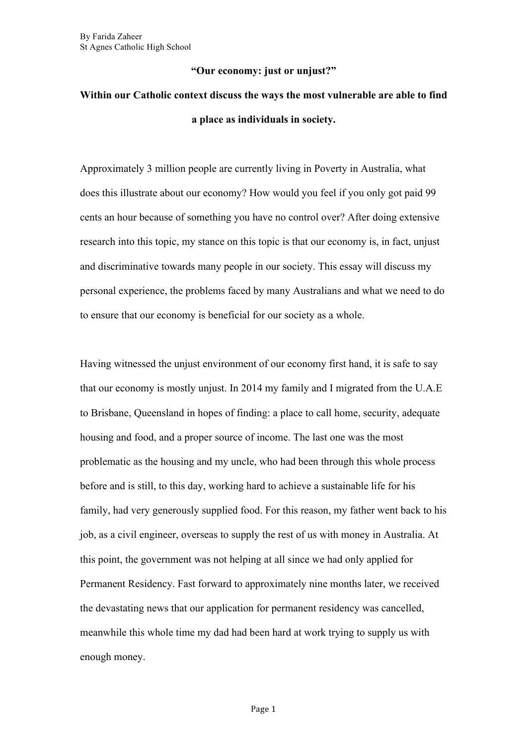By Farida Zaheer
St Agnes Catholic High School

**"Our economy: just or unjust?"**

**Within our Catholic context discuss the ways the most vulnerable are able to find a place as individuals in society.**

Approximately 3 million people are currently living in Poverty in Australia, what does this illustrate about our economy? How would you feel if you only got paid 99 cents an hour because of something you have no control over? After doing extensive research into this topic, my stance on this topic is that our economy is, in fact, unjust and discriminative towards many people in our society. This essay will discuss my personal experience, the problems faced by many Australians and what we need to do to ensure that our economy is beneficial for our society as a whole.

Having witnessed the unjust environment of our economy first hand, it is safe to say that our economy is mostly unjust. In 2014 my family and I migrated from the U.A.E to Brisbane, Queensland in hopes of finding: a place to call home, security, adequate housing and food, and a proper source of income. The last one was the most problematic as the housing and my uncle, who had been through this whole process before and is still, to this day, working hard to achieve a sustainable life for his family, had very generously supplied food. For this reason, my father went back to his job, as a civil engineer, overseas to supply the rest of us with money in Australia. At this point, the government was not helping at all since we had only applied for Permanent Residency. Fast forward to approximately nine months later, we received the devastating news that our application for permanent residency was cancelled, meanwhile this whole time my dad had been hard at work trying to supply us with enough money.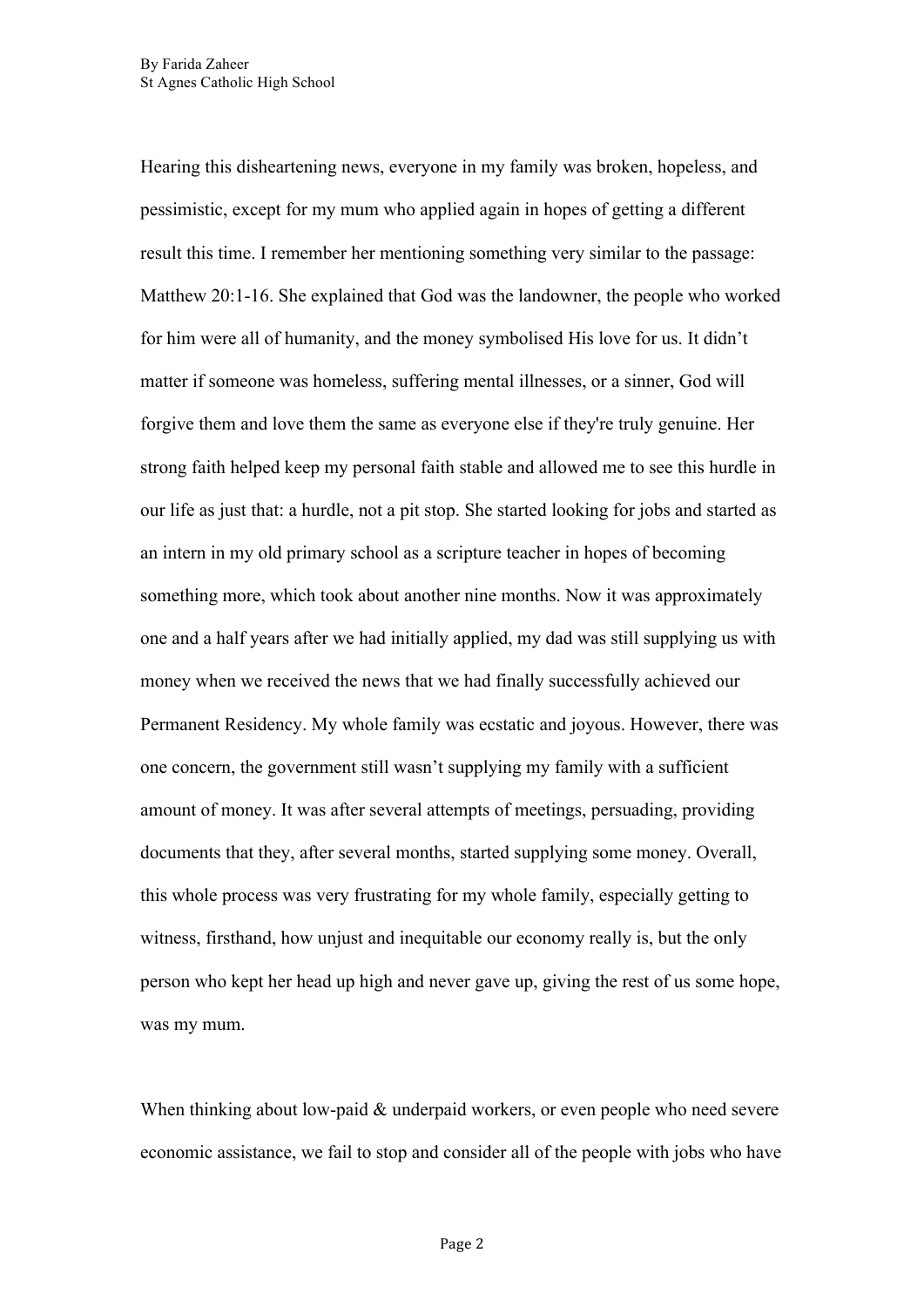Hearing this disheartening news, everyone in my family was broken, hopeless, and pessimistic, except for my mum who applied again in hopes of getting a different result this time. I remember her mentioning something very similar to the passage: Matthew 20:1-16. She explained that God was the landowner, the people who worked for him were all of humanity, and the money symbolised His love for us. It didn't matter if someone was homeless, suffering mental illnesses, or a sinner, God will forgive them and love them the same as everyone else if they're truly genuine. Her strong faith helped keep my personal faith stable and allowed me to see this hurdle in our life as just that: a hurdle, not a pit stop. She started looking for jobs and started as an intern in my old primary school as a scripture teacher in hopes of becoming something more, which took about another nine months. Now it was approximately one and a half years after we had initially applied, my dad was still supplying us with money when we received the news that we had finally successfully achieved our Permanent Residency. My whole family was ecstatic and joyous. However, there was one concern, the government still wasn't supplying my family with a sufficient amount of money. It was after several attempts of meetings, persuading, providing documents that they, after several months, started supplying some money. Overall, this whole process was very frustrating for my whole family, especially getting to witness, firsthand, how unjust and inequitable our economy really is, but the only person who kept her head up high and never gave up, giving the rest of us some hope, was my mum.

When thinking about low-paid & underpaid workers, or even people who need severe economic assistance, we fail to stop and consider all of the people with jobs who have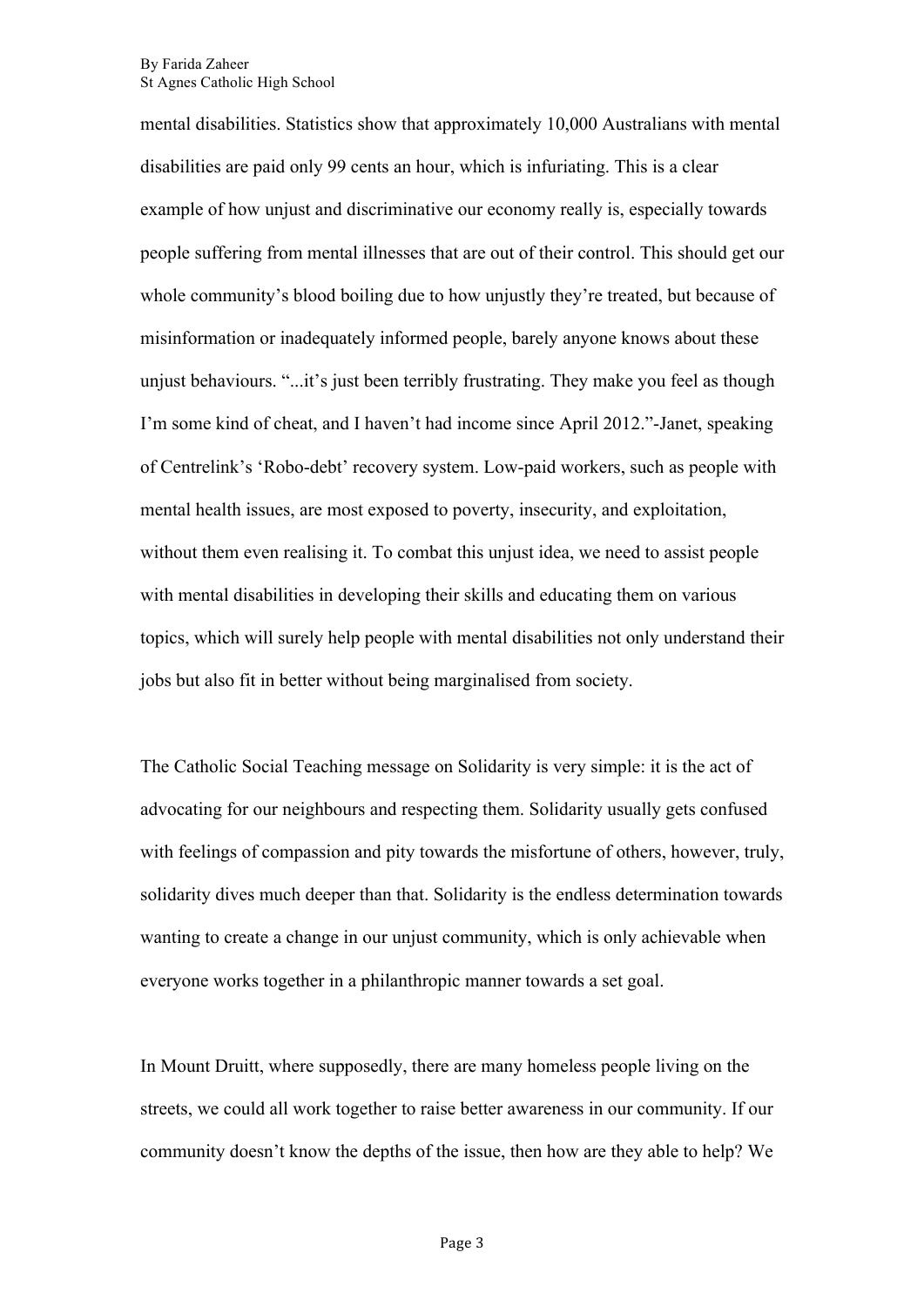mental disabilities. Statistics show that approximately 10,000 Australians with mental disabilities are paid only 99 cents an hour, which is infuriating. This is a clear example of how unjust and discriminative our economy really is, especially towards people suffering from mental illnesses that are out of their control. This should get our whole community's blood boiling due to how unjustly they're treated, but because of misinformation or inadequately informed people, barely anyone knows about these unjust behaviours. "...it's just been terribly frustrating. They make you feel as though I'm some kind of cheat, and I haven't had income since April 2012."-Janet, speaking of Centrelink's 'Robo-debt' recovery system. Low-paid workers, such as people with mental health issues, are most exposed to poverty, insecurity, and exploitation, without them even realising it. To combat this unjust idea, we need to assist people with mental disabilities in developing their skills and educating them on various topics, which will surely help people with mental disabilities not only understand their jobs but also fit in better without being marginalised from society.

The Catholic Social Teaching message on Solidarity is very simple: it is the act of advocating for our neighbours and respecting them. Solidarity usually gets confused with feelings of compassion and pity towards the misfortune of others, however, truly, solidarity dives much deeper than that. Solidarity is the endless determination towards wanting to create a change in our unjust community, which is only achievable when everyone works together in a philanthropic manner towards a set goal.

In Mount Druitt, where supposedly, there are many homeless people living on the streets, we could all work together to raise better awareness in our community. If our community doesn't know the depths of the issue, then how are they able to help? We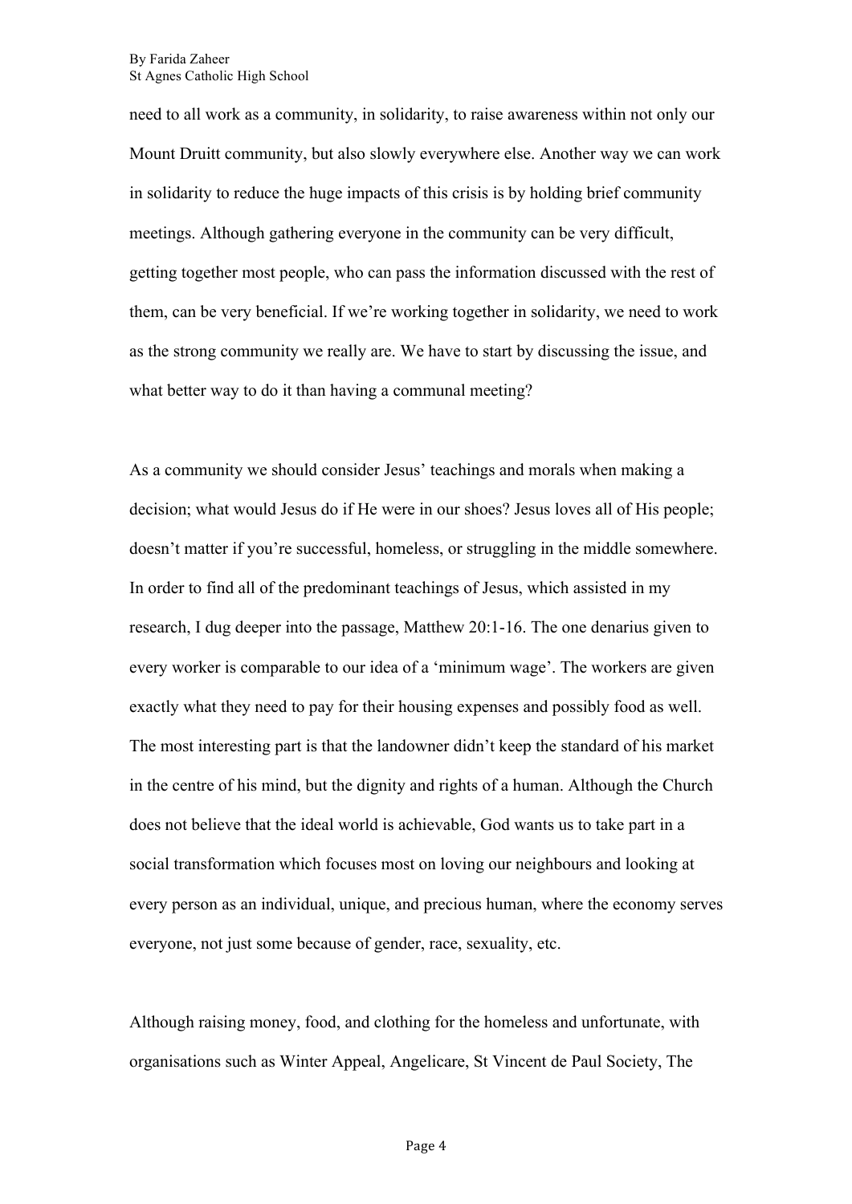need to all work as a community, in solidarity, to raise awareness within not only our Mount Druitt community, but also slowly everywhere else. Another way we can work in solidarity to reduce the huge impacts of this crisis is by holding brief community meetings. Although gathering everyone in the community can be very difficult, getting together most people, who can pass the information discussed with the rest of them, can be very beneficial. If we're working together in solidarity, we need to work as the strong community we really are. We have to start by discussing the issue, and what better way to do it than having a communal meeting?

As a community we should consider Jesus' teachings and morals when making a decision; what would Jesus do if He were in our shoes? Jesus loves all of His people; doesn't matter if you're successful, homeless, or struggling in the middle somewhere. In order to find all of the predominant teachings of Jesus, which assisted in my research, I dug deeper into the passage, Matthew 20:1-16. The one denarius given to every worker is comparable to our idea of a 'minimum wage'. The workers are given exactly what they need to pay for their housing expenses and possibly food as well. The most interesting part is that the landowner didn't keep the standard of his market in the centre of his mind, but the dignity and rights of a human. Although the Church does not believe that the ideal world is achievable, God wants us to take part in a social transformation which focuses most on loving our neighbours and looking at every person as an individual, unique, and precious human, where the economy serves everyone, not just some because of gender, race, sexuality, etc.

Although raising money, food, and clothing for the homeless and unfortunate, with organisations such as Winter Appeal, Angelicare, St Vincent de Paul Society, The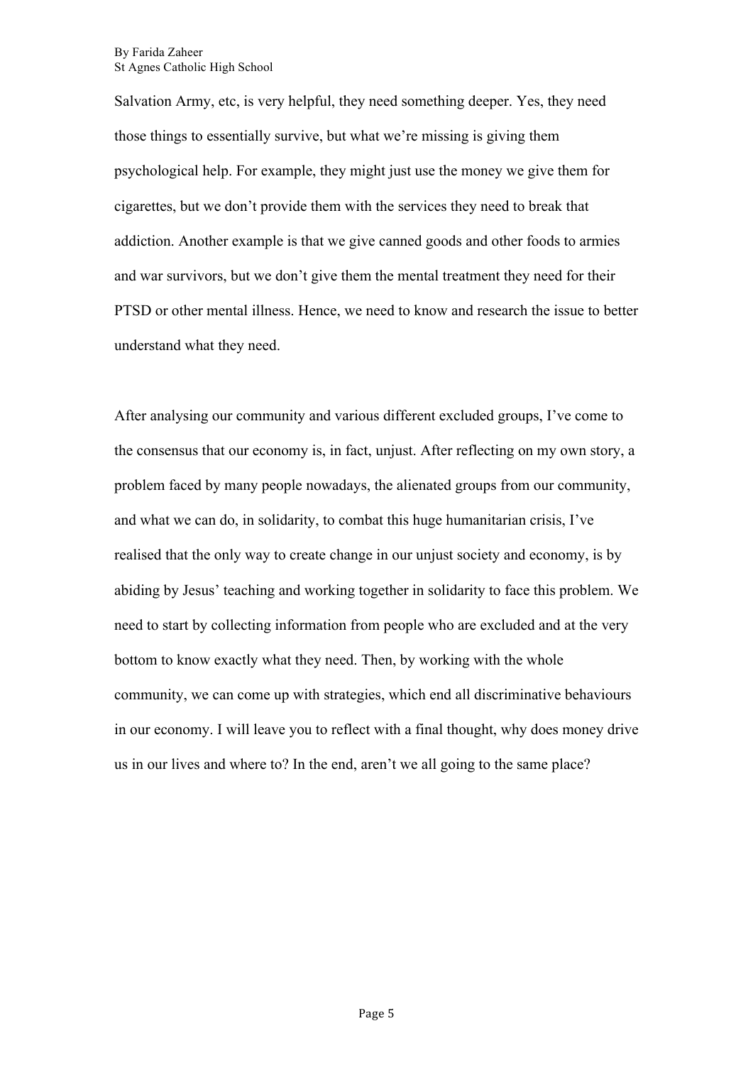Salvation Army, etc, is very helpful, they need something deeper. Yes, they need those things to essentially survive, but what we're missing is giving them psychological help. For example, they might just use the money we give them for cigarettes, but we don't provide them with the services they need to break that addiction. Another example is that we give canned goods and other foods to armies and war survivors, but we don't give them the mental treatment they need for their PTSD or other mental illness. Hence, we need to know and research the issue to better understand what they need.

After analysing our community and various different excluded groups, I've come to the consensus that our economy is, in fact, unjust. After reflecting on my own story, a problem faced by many people nowadays, the alienated groups from our community, and what we can do, in solidarity, to combat this huge humanitarian crisis, I've realised that the only way to create change in our unjust society and economy, is by abiding by Jesus' teaching and working together in solidarity to face this problem. We need to start by collecting information from people who are excluded and at the very bottom to know exactly what they need. Then, by working with the whole community, we can come up with strategies, which end all discriminative behaviours in our economy. I will leave you to reflect with a final thought, why does money drive us in our lives and where to? In the end, aren't we all going to the same place?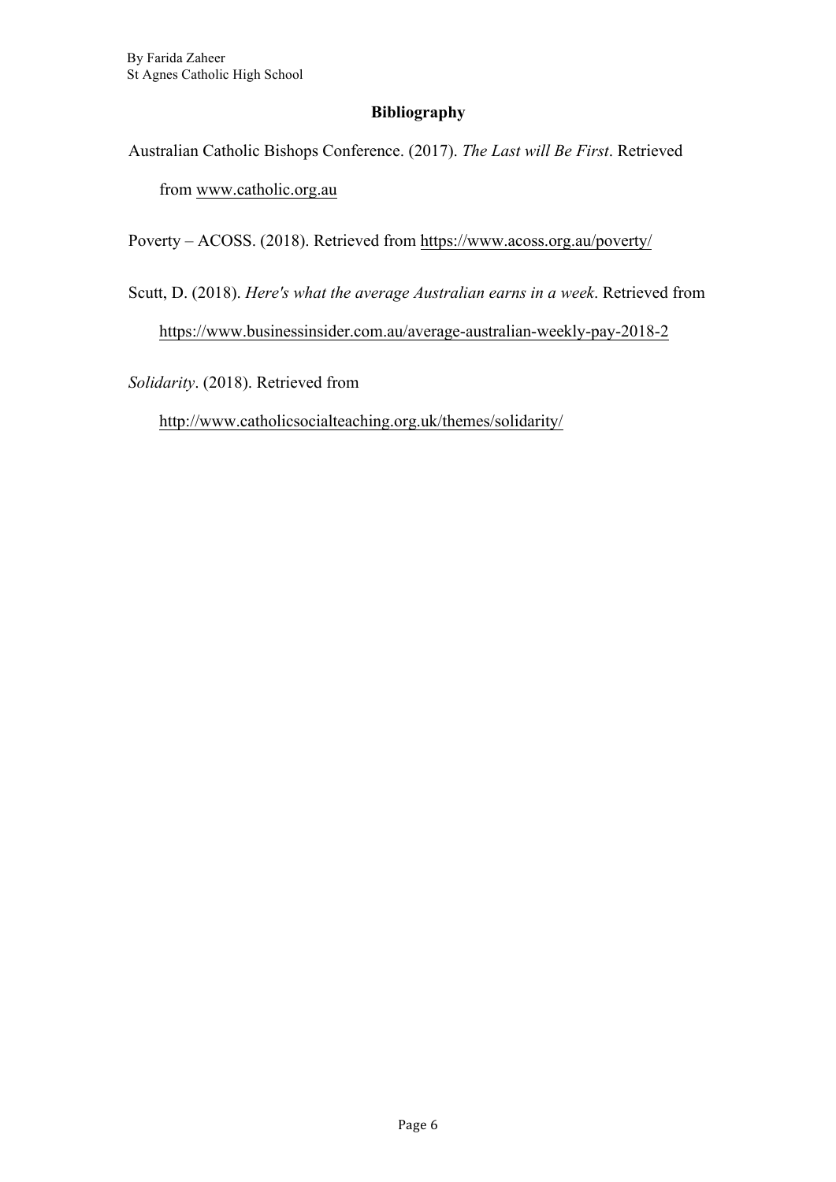## Bibliography

Australian Catholic Bishops Conference. (2017). *The Last will Be First*. Retrieved from www.catholic.org.au

Poverty – ACOSS. (2018). Retrieved from https://www.acoss.org.au/poverty/

Scutt, D. (2018). *Here's what the average Australian earns in a week*. Retrieved from https://www.businessinsider.com.au/average-australian-weekly-pay-2018-2

*Solidarity*. (2018). Retrieved from http://www.catholicsocialteaching.org.uk/themes/solidarity/